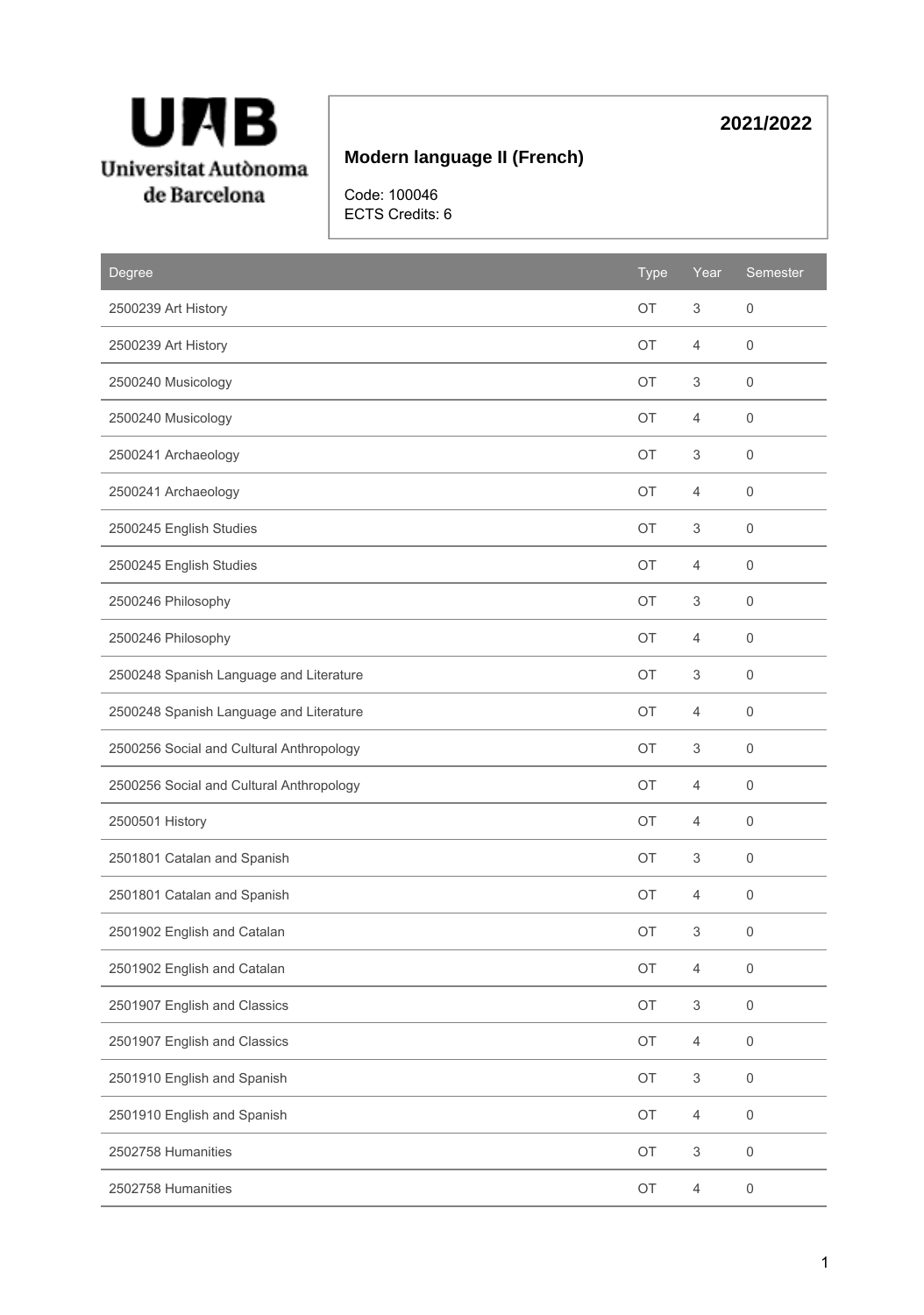# Modern language II (French)

**2021/2022**

Code: 100046
ECTS Credits: 6

| Degree | Type | Year | Semester |
|---|---|---|---|
| 2500239 Art History | OT | 3 | 0 |
| 2500239 Art History | OT | 4 | 0 |
| 2500240 Musicology | OT | 3 | 0 |
| 2500240 Musicology | OT | 4 | 0 |
| 2500241 Archaeology | OT | 3 | 0 |
| 2500241 Archaeology | OT | 4 | 0 |
| 2500245 English Studies | OT | 3 | 0 |
| 2500245 English Studies | OT | 4 | 0 |
| 2500246 Philosophy | OT | 3 | 0 |
| 2500246 Philosophy | OT | 4 | 0 |
| 2500248 Spanish Language and Literature | OT | 3 | 0 |
| 2500248 Spanish Language and Literature | OT | 4 | 0 |
| 2500256 Social and Cultural Anthropology | OT | 3 | 0 |
| 2500256 Social and Cultural Anthropology | OT | 4 | 0 |
| 2500501 History | OT | 4 | 0 |
| 2501801 Catalan and Spanish | OT | 3 | 0 |
| 2501801 Catalan and Spanish | OT | 4 | 0 |
| 2501902 English and Catalan | OT | 3 | 0 |
| 2501902 English and Catalan | OT | 4 | 0 |
| 2501907 English and Classics | OT | 3 | 0 |
| 2501907 English and Classics | OT | 4 | 0 |
| 2501910 English and Spanish | OT | 3 | 0 |
| 2501910 English and Spanish | OT | 4 | 0 |
| 2502758 Humanities | OT | 3 | 0 |
| 2502758 Humanities | OT | 4 | 0 |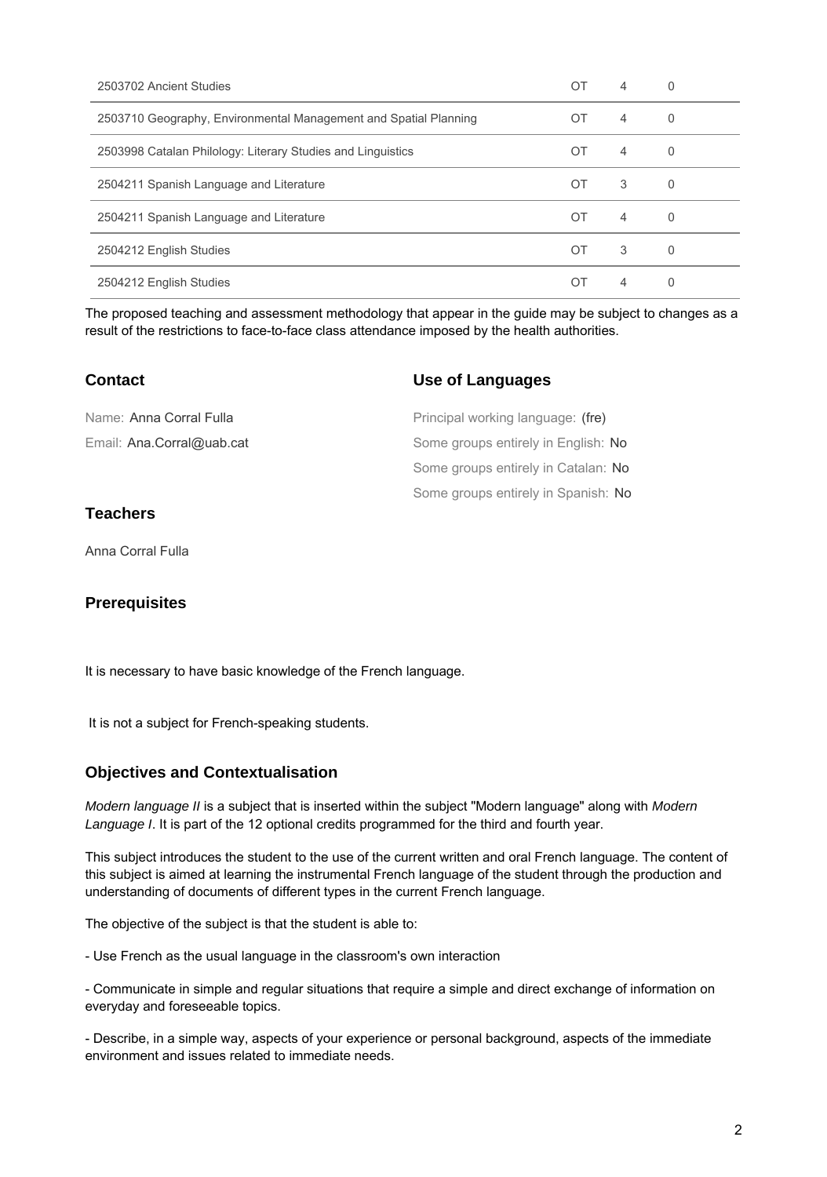| | | | |
|---|---|---|---|
| 2503702 Ancient Studies | OT | 4 | 0 |
| 2503710 Geography, Environmental Management and Spatial Planning | OT | 4 | 0 |
| 2503998 Catalan Philology: Literary Studies and Linguistics | OT | 4 | 0 |
| 2504211 Spanish Language and Literature | OT | 3 | 0 |
| 2504211 Spanish Language and Literature | OT | 4 | 0 |
| 2504212 English Studies | OT | 3 | 0 |
| 2504212 English Studies | OT | 4 | 0 |

The proposed teaching and assessment methodology that appear in the guide may be subject to changes as a result of the restrictions to face-to-face class attendance imposed by the health authorities.

## Contact

Name: Anna Corral Fulla

Email: Ana.Corral@uab.cat

## Use of Languages

Principal working language: (fre)

Some groups entirely in English: No

Some groups entirely in Catalan: No

Some groups entirely in Spanish: No

## Teachers

Anna Corral Fulla

## Prerequisites

It is necessary to have basic knowledge of the French language.

It is not a subject for French-speaking students.

## Objectives and Contextualisation

*Modern language II* is a subject that is inserted within the subject "Modern language" along with *Modern Language I*. It is part of the 12 optional credits programmed for the third and fourth year.

This subject introduces the student to the use of the current written and oral French language. The content of this subject is aimed at learning the instrumental French language of the student through the production and understanding of documents of different types in the current French language.

The objective of the subject is that the student is able to:

- Use French as the usual language in the classroom's own interaction

- Communicate in simple and regular situations that require a simple and direct exchange of information on everyday and foreseeable topics.

- Describe, in a simple way, aspects of your experience or personal background, aspects of the immediate environment and issues related to immediate needs.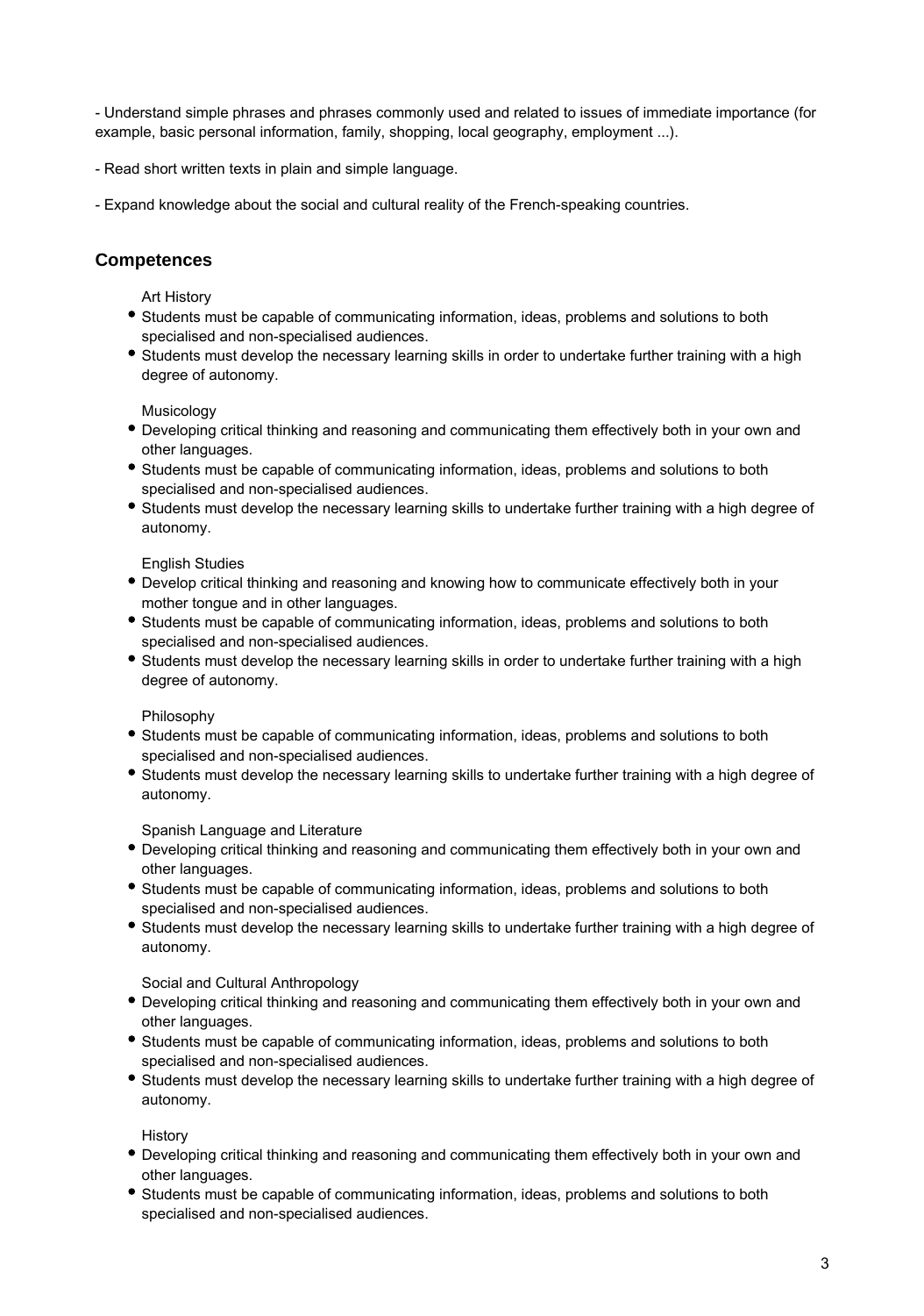- Understand simple phrases and phrases commonly used and related to issues of immediate importance (for example, basic personal information, family, shopping, local geography, employment ...).

- Read short written texts in plain and simple language.

- Expand knowledge about the social and cultural reality of the French-speaking countries.

## Competences

Art History

- Students must be capable of communicating information, ideas, problems and solutions to both specialised and non-specialised audiences.
- Students must develop the necessary learning skills in order to undertake further training with a high degree of autonomy.

Musicology

- Developing critical thinking and reasoning and communicating them effectively both in your own and other languages.
- Students must be capable of communicating information, ideas, problems and solutions to both specialised and non-specialised audiences.
- Students must develop the necessary learning skills to undertake further training with a high degree of autonomy.

English Studies

- Develop critical thinking and reasoning and knowing how to communicate effectively both in your mother tongue and in other languages.
- Students must be capable of communicating information, ideas, problems and solutions to both specialised and non-specialised audiences.
- Students must develop the necessary learning skills in order to undertake further training with a high degree of autonomy.

Philosophy

- Students must be capable of communicating information, ideas, problems and solutions to both specialised and non-specialised audiences.
- Students must develop the necessary learning skills to undertake further training with a high degree of autonomy.

Spanish Language and Literature

- Developing critical thinking and reasoning and communicating them effectively both in your own and other languages.
- Students must be capable of communicating information, ideas, problems and solutions to both specialised and non-specialised audiences.
- Students must develop the necessary learning skills to undertake further training with a high degree of autonomy.

Social and Cultural Anthropology

- Developing critical thinking and reasoning and communicating them effectively both in your own and other languages.
- Students must be capable of communicating information, ideas, problems and solutions to both specialised and non-specialised audiences.
- Students must develop the necessary learning skills to undertake further training with a high degree of autonomy.

History

- Developing critical thinking and reasoning and communicating them effectively both in your own and other languages.
- Students must be capable of communicating information, ideas, problems and solutions to both specialised and non-specialised audiences.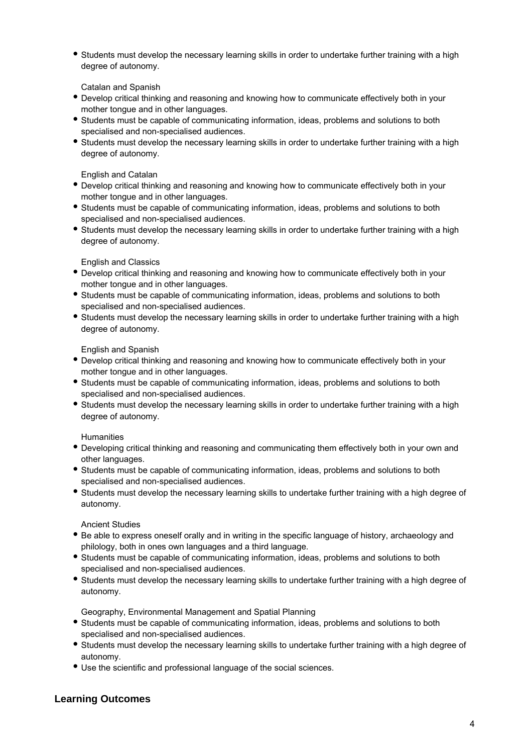- Students must develop the necessary learning skills in order to undertake further training with a high degree of autonomy.

Catalan and Spanish

- Develop critical thinking and reasoning and knowing how to communicate effectively both in your mother tongue and in other languages.
- Students must be capable of communicating information, ideas, problems and solutions to both specialised and non-specialised audiences.
- Students must develop the necessary learning skills in order to undertake further training with a high degree of autonomy.

English and Catalan

- Develop critical thinking and reasoning and knowing how to communicate effectively both in your mother tongue and in other languages.
- Students must be capable of communicating information, ideas, problems and solutions to both specialised and non-specialised audiences.
- Students must develop the necessary learning skills in order to undertake further training with a high degree of autonomy.

English and Classics

- Develop critical thinking and reasoning and knowing how to communicate effectively both in your mother tongue and in other languages.
- Students must be capable of communicating information, ideas, problems and solutions to both specialised and non-specialised audiences.
- Students must develop the necessary learning skills in order to undertake further training with a high degree of autonomy.

English and Spanish

- Develop critical thinking and reasoning and knowing how to communicate effectively both in your mother tongue and in other languages.
- Students must be capable of communicating information, ideas, problems and solutions to both specialised and non-specialised audiences.
- Students must develop the necessary learning skills in order to undertake further training with a high degree of autonomy.

Humanities

- Developing critical thinking and reasoning and communicating them effectively both in your own and other languages.
- Students must be capable of communicating information, ideas, problems and solutions to both specialised and non-specialised audiences.
- Students must develop the necessary learning skills to undertake further training with a high degree of autonomy.

Ancient Studies

- Be able to express oneself orally and in writing in the specific language of history, archaeology and philology, both in ones own languages and a third language.
- Students must be capable of communicating information, ideas, problems and solutions to both specialised and non-specialised audiences.
- Students must develop the necessary learning skills to undertake further training with a high degree of autonomy.

Geography, Environmental Management and Spatial Planning

- Students must be capable of communicating information, ideas, problems and solutions to both specialised and non-specialised audiences.
- Students must develop the necessary learning skills to undertake further training with a high degree of autonomy.
- Use the scientific and professional language of the social sciences.

## Learning Outcomes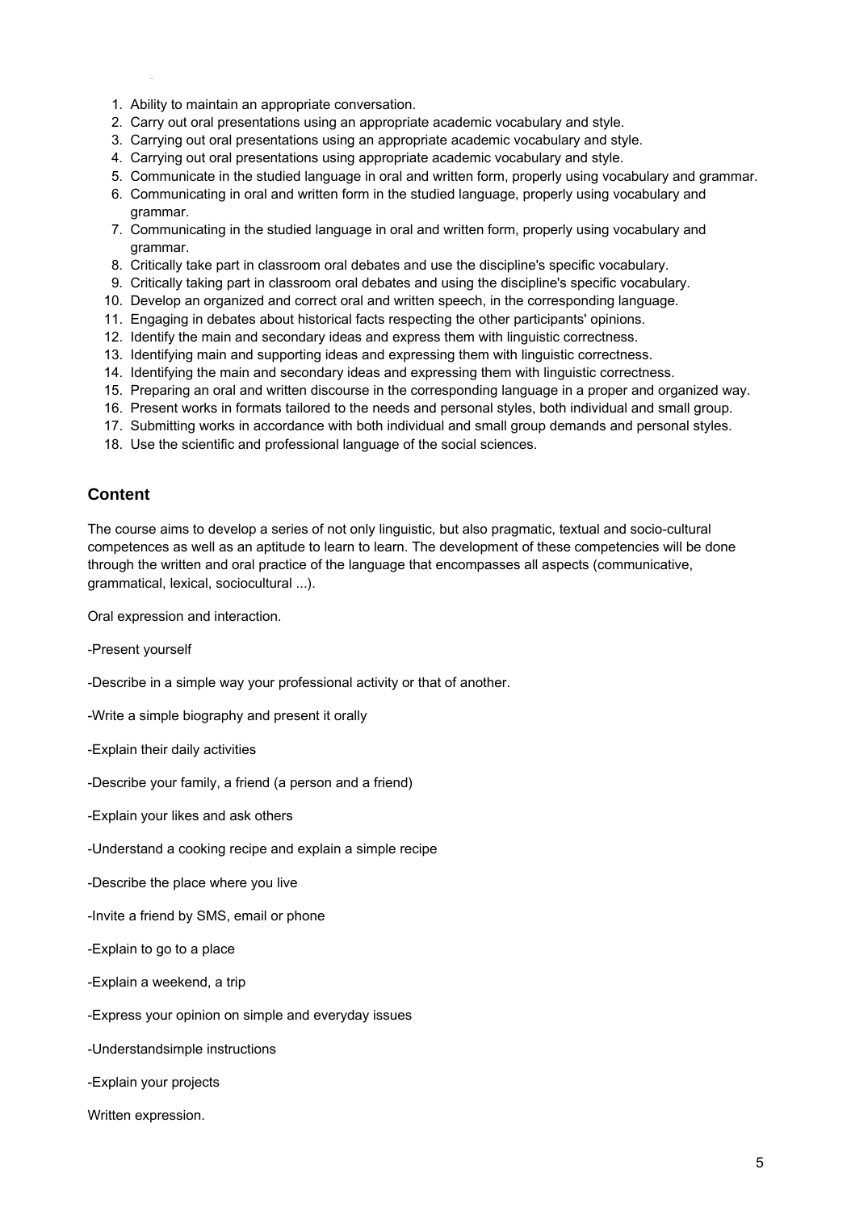1. Ability to maintain an appropriate conversation.
2. Carry out oral presentations using an appropriate academic vocabulary and style.
3. Carrying out oral presentations using an appropriate academic vocabulary and style.
4. Carrying out oral presentations using appropriate academic vocabulary and style.
5. Communicate in the studied language in oral and written form, properly using vocabulary and grammar.
6. Communicating in oral and written form in the studied language, properly using vocabulary and grammar.
7. Communicating in the studied language in oral and written form, properly using vocabulary and grammar.
8. Critically take part in classroom oral debates and use the discipline's specific vocabulary.
9. Critically taking part in classroom oral debates and using the discipline's specific vocabulary.
10. Develop an organized and correct oral and written speech, in the corresponding language.
11. Engaging in debates about historical facts respecting the other participants' opinions.
12. Identify the main and secondary ideas and express them with linguistic correctness.
13. Identifying main and supporting ideas and expressing them with linguistic correctness.
14. Identifying the main and secondary ideas and expressing them with linguistic correctness.
15. Preparing an oral and written discourse in the corresponding language in a proper and organized way.
16. Present works in formats tailored to the needs and personal styles, both individual and small group.
17. Submitting works in accordance with both individual and small group demands and personal styles.
18. Use the scientific and professional language of the social sciences.

## Content

The course aims to develop a series of not only linguistic, but also pragmatic, textual and socio-cultural competences as well as an aptitude to learn to learn. The development of these competencies will be done through the written and oral practice of the language that encompasses all aspects (communicative, grammatical, lexical, sociocultural ...).

Oral expression and interaction.

-Present yourself

-Describe in a simple way your professional activity or that of another.

-Write a simple biography and present it orally

-Explain their daily activities

-Describe your family, a friend (a person and a friend)

-Explain your likes and ask others

-Understand a cooking recipe and explain a simple recipe

-Describe the place where you live

-Invite a friend by SMS, email or phone

-Explain to go to a place

-Explain a weekend, a trip

-Express your opinion on simple and everyday issues

-Understandsimple instructions

-Explain your projects

Written expression.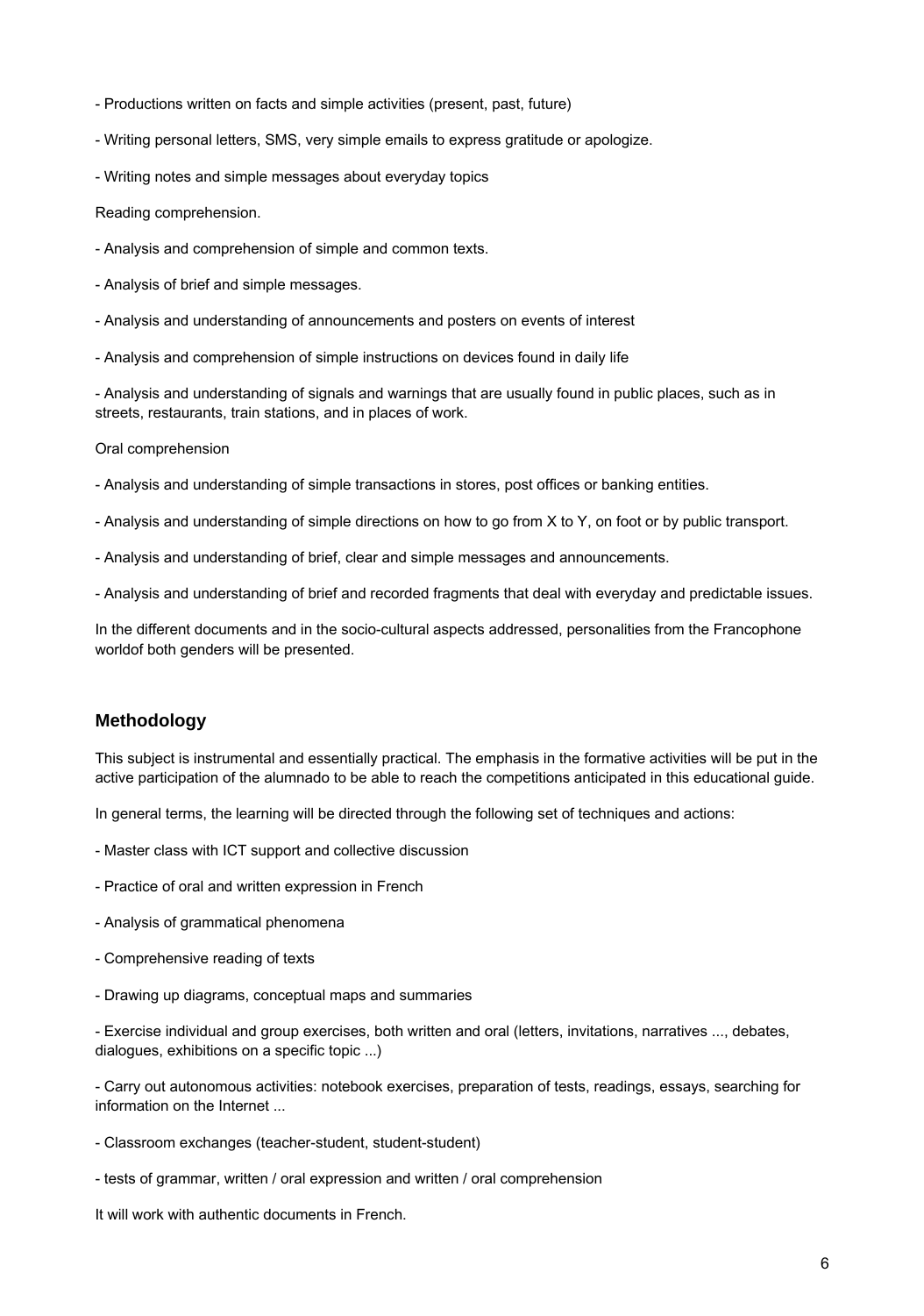- Productions written on facts and simple activities (present, past, future)

- Writing personal letters, SMS, very simple emails to express gratitude or apologize.

- Writing notes and simple messages about everyday topics

Reading comprehension.

- Analysis and comprehension of simple and common texts.

- Analysis of brief and simple messages.

- Analysis and understanding of announcements and posters on events of interest

- Analysis and comprehension of simple instructions on devices found in daily life

- Analysis and understanding of signals and warnings that are usually found in public places, such as in streets, restaurants, train stations, and in places of work.

Oral comprehension

- Analysis and understanding of simple transactions in stores, post offices or banking entities.

- Analysis and understanding of simple directions on how to go from X to Y, on foot or by public transport.

- Analysis and understanding of brief, clear and simple messages and announcements.

- Analysis and understanding of brief and recorded fragments that deal with everyday and predictable issues.

In the different documents and in the socio-cultural aspects addressed, personalities from the Francophone worldof both genders will be presented.

## Methodology

This subject is instrumental and essentially practical. The emphasis in the formative activities will be put in the active participation of the alumnado to be able to reach the competitions anticipated in this educational guide.

In general terms, the learning will be directed through the following set of techniques and actions:

- Master class with ICT support and collective discussion

- Practice of oral and written expression in French

- Analysis of grammatical phenomena

- Comprehensive reading of texts

- Drawing up diagrams, conceptual maps and summaries

- Exercise individual and group exercises, both written and oral (letters, invitations, narratives ..., debates, dialogues, exhibitions on a specific topic ...)

- Carry out autonomous activities: notebook exercises, preparation of tests, readings, essays, searching for information on the Internet ...

- Classroom exchanges (teacher-student, student-student)

- tests of grammar, written / oral expression and written / oral comprehension

It will work with authentic documents in French.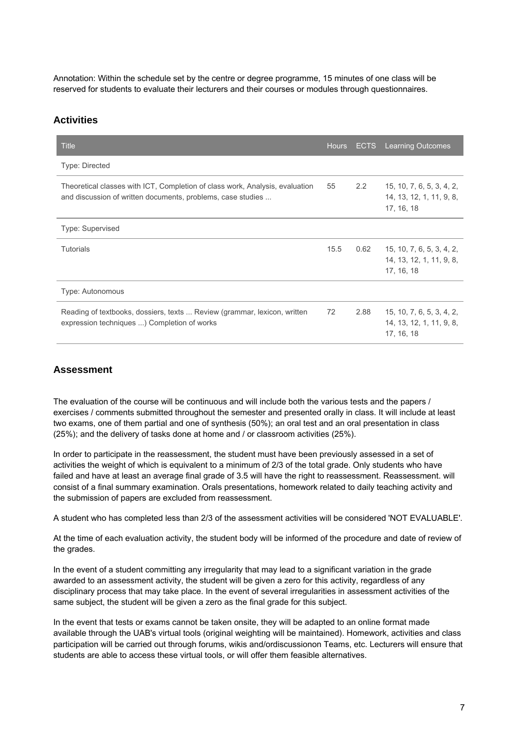Annotation: Within the schedule set by the centre or degree programme, 15 minutes of one class will be reserved for students to evaluate their lecturers and their courses or modules through questionnaires.

## Activities

| Title | Hours | ECTS | Learning Outcomes |
|---|---|---|---|
| Type: Directed | | | |
| Theoretical classes with ICT, Completion of class work, Analysis, evaluation and discussion of written documents, problems, case studies ... | 55 | 2.2 | 15, 10, 7, 6, 5, 3, 4, 2, 14, 13, 12, 1, 11, 9, 8, 17, 16, 18 |
| Type: Supervised | | | |
| Tutorials | 15.5 | 0.62 | 15, 10, 7, 6, 5, 3, 4, 2, 14, 13, 12, 1, 11, 9, 8, 17, 16, 18 |
| Type: Autonomous | | | |
| Reading of textbooks, dossiers, texts ... Review (grammar, lexicon, written expression techniques ...) Completion of works | 72 | 2.88 | 15, 10, 7, 6, 5, 3, 4, 2, 14, 13, 12, 1, 11, 9, 8, 17, 16, 18 |

## Assessment

The evaluation of the course will be continuous and will include both the various tests and the papers / exercises / comments submitted throughout the semester and presented orally in class. It will include at least two exams, one of them partial and one of synthesis (50%); an oral test and an oral presentation in class (25%); and the delivery of tasks done at home and / or classroom activities (25%).

In order to participate in the reassessment, the student must have been previously assessed in a set of activities the weight of which is equivalent to a minimum of 2/3 of the total grade. Only students who have failed and have at least an average final grade of 3.5 will have the right to reassessment. Reassessment. will consist of a final summary examination. Orals presentations, homework related to daily teaching activity and the submission of papers are excluded from reassessment.

A student who has completed less than 2/3 of the assessment activities will be considered 'NOT EVALUABLE'.

At the time of each evaluation activity, the student body will be informed of the procedure and date of review of the grades.

In the event of a student committing any irregularity that may lead to a significant variation in the grade awarded to an assessment activity, the student will be given a zero for this activity, regardless of any disciplinary process that may take place. In the event of several irregularities in assessment activities of the same subject, the student will be given a zero as the final grade for this subject.

In the event that tests or exams cannot be taken onsite, they will be adapted to an online format made available through the UAB's virtual tools (original weighting will be maintained). Homework, activities and class participation will be carried out through forums, wikis and/ordiscussionon Teams, etc. Lecturers will ensure that students are able to access these virtual tools, or will offer them feasible alternatives.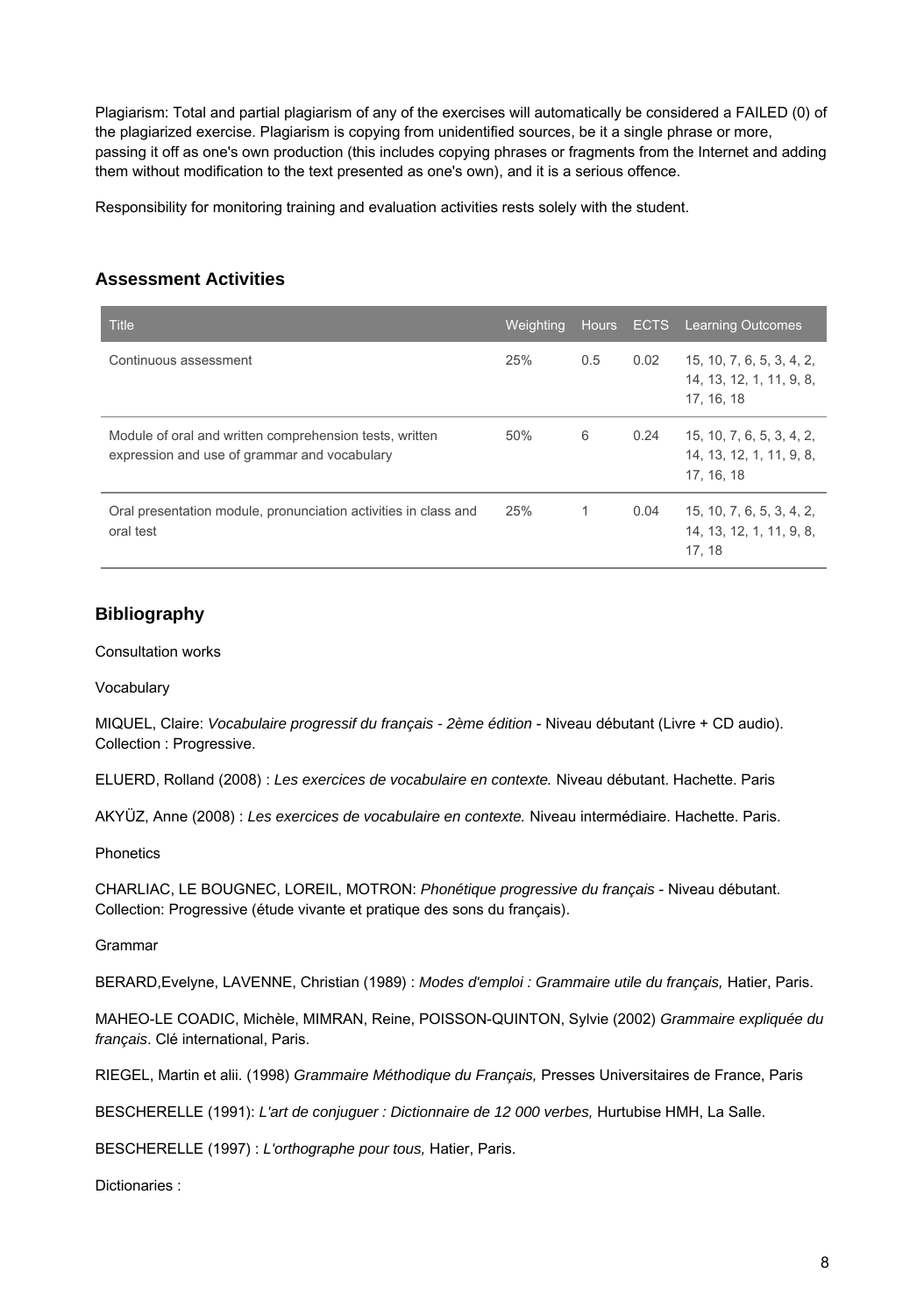Plagiarism: Total and partial plagiarism of any of the exercises will automatically be considered a FAILED (0) of the plagiarized exercise. Plagiarism is copying from unidentified sources, be it a single phrase or more, passing it off as one's own production (this includes copying phrases or fragments from the Internet and adding them without modification to the text presented as one's own), and it is a serious offence.

Responsibility for monitoring training and evaluation activities rests solely with the student.

## Assessment Activities

| Title | Weighting | Hours | ECTS | Learning Outcomes |
|---|---|---|---|---|
| Continuous assessment | 25% | 0.5 | 0.02 | 15, 10, 7, 6, 5, 3, 4, 2, 14, 13, 12, 1, 11, 9, 8, 17, 16, 18 |
| Module of oral and written comprehension tests, written expression and use of grammar and vocabulary | 50% | 6 | 0.24 | 15, 10, 7, 6, 5, 3, 4, 2, 14, 13, 12, 1, 11, 9, 8, 17, 16, 18 |
| Oral presentation module, pronunciation activities in class and oral test | 25% | 1 | 0.04 | 15, 10, 7, 6, 5, 3, 4, 2, 14, 13, 12, 1, 11, 9, 8, 17, 18 |

## Bibliography

Consultation works

Vocabulary

MIQUEL, Claire: *Vocabulaire progressif du français - 2ème édition* - Niveau débutant (Livre + CD audio). Collection : Progressive.

ELUERD, Rolland (2008) : *Les exercices de vocabulaire en contexte.* Niveau débutant. Hachette. Paris

AKYÜZ, Anne (2008) : *Les exercices de vocabulaire en contexte.* Niveau intermédiaire. Hachette. Paris.

Phonetics

CHARLIAC, LE BOUGNEC, LOREIL, MOTRON: *Phonétique progressive du français* - Niveau débutant. Collection: Progressive (étude vivante et pratique des sons du français).

Grammar

BERARD,Evelyne, LAVENNE, Christian (1989) : *Modes d'emploi : Grammaire utile du français,* Hatier, Paris.

MAHEO-LE COADIC, Michèle, MIMRAN, Reine, POISSON-QUINTON, Sylvie (2002) *Grammaire expliquée du français*. Clé international, Paris.

RIEGEL, Martin et alii. (1998) *Grammaire Méthodique du Français,* Presses Universitaires de France, Paris

BESCHERELLE (1991): *L'art de conjuguer : Dictionnaire de 12 000 verbes,* Hurtubise HMH, La Salle.

BESCHERELLE (1997) : *L'orthographe pour tous,* Hatier, Paris.

Dictionaries :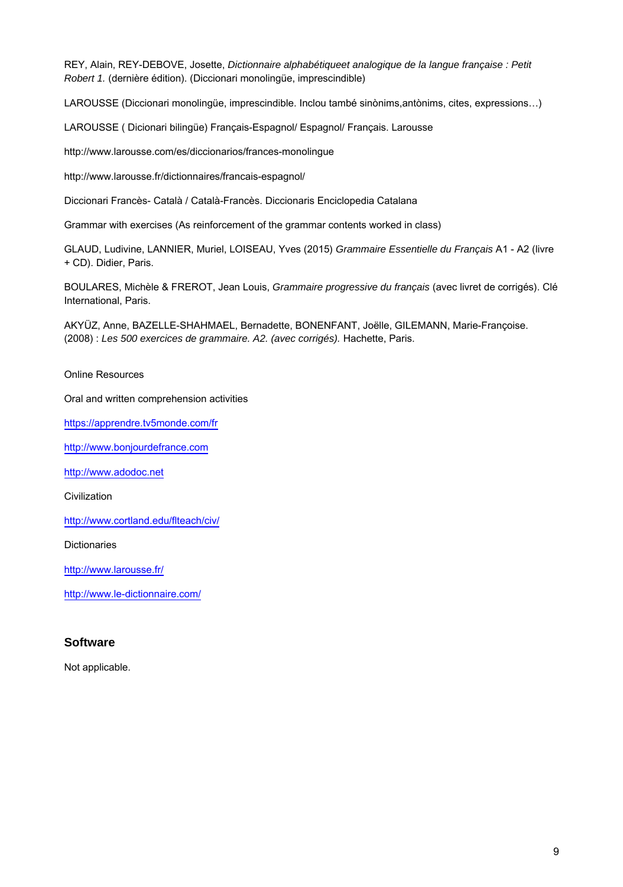REY, Alain, REY-DEBOVE, Josette, *Dictionnaire alphabétiqueet analogique de la langue française : Petit Robert 1.* (dernière édition). (Diccionari monolingüe, imprescindible)

LAROUSSE (Diccionari monolingüe, imprescindible. Inclou també sinònims,antònims, cites, expressions…)

LAROUSSE ( Dicionari bilingüe) Français-Espagnol/ Espagnol/ Français. Larousse

http://www.larousse.com/es/diccionarios/frances-monolingue

http://www.larousse.fr/dictionnaires/francais-espagnol/

Diccionari Francès- Català / Català-Francès. Diccionaris Enciclopedia Catalana

Grammar with exercises (As reinforcement of the grammar contents worked in class)

GLAUD, Ludivine, LANNIER, Muriel, LOISEAU, Yves (2015) *Grammaire Essentielle du Français* A1 - A2 (livre + CD). Didier, Paris.

BOULARES, Michèle & FREROT, Jean Louis, *Grammaire progressive du français* (avec livret de corrigés). Clé International, Paris.

AKYÜZ, Anne, BAZELLE-SHAHMAEL, Bernadette, BONENFANT, Joëlle, GILEMANN, Marie-Françoise. (2008) : *Les 500 exercices de grammaire. A2. (avec corrigés).* Hachette, Paris.

Online Resources

Oral and written comprehension activities

https://apprendre.tv5monde.com/fr

http://www.bonjourdefrance.com

http://www.adodoc.net

Civilization

http://www.cortland.edu/flteach/civ/

Dictionaries

http://www.larousse.fr/

http://www.le-dictionnaire.com/

## Software

Not applicable.